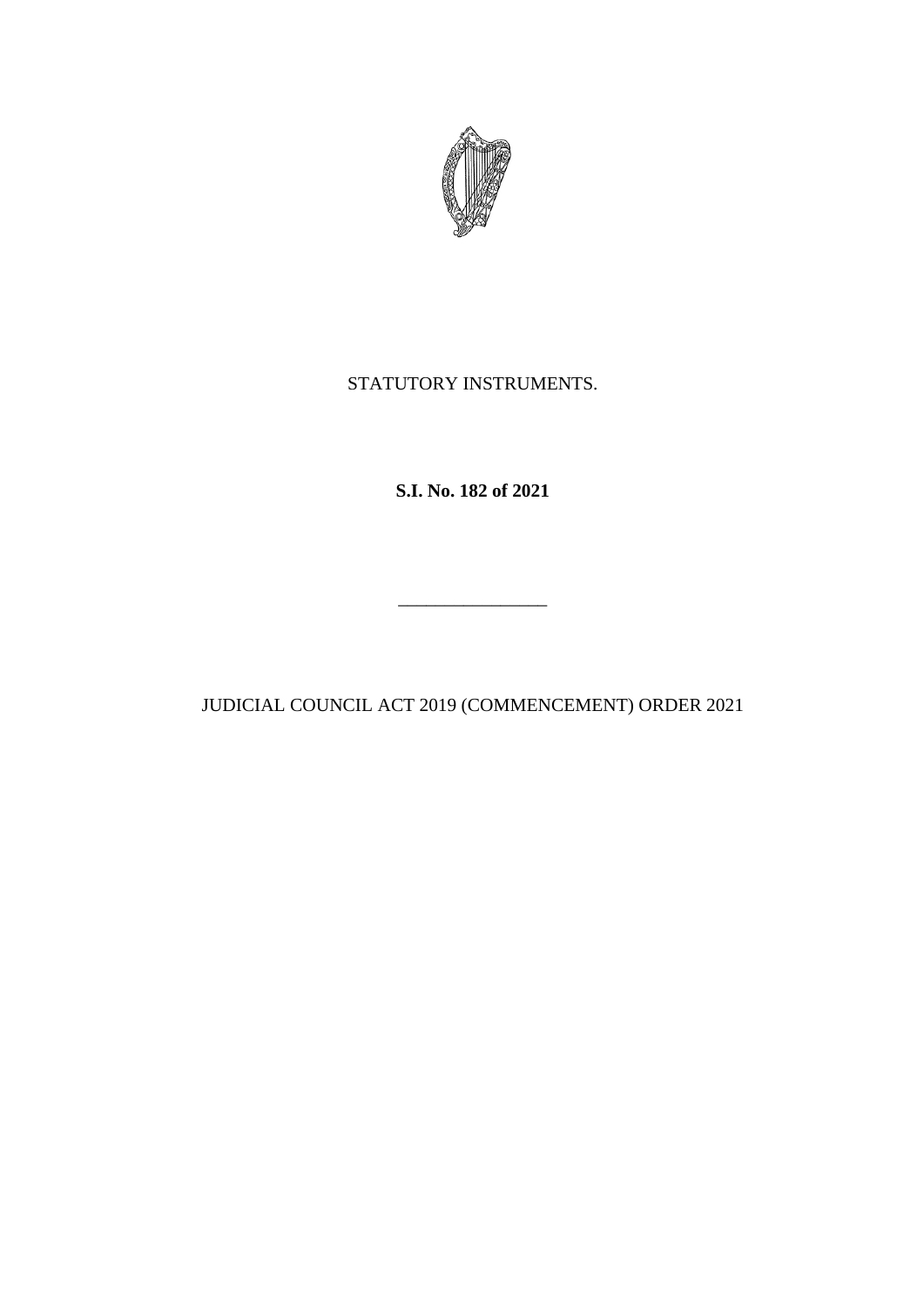STATUTORY INSTRUMENTS.

**S.I. No. 182 of 2021**

\_\_\_\_\_\_\_\_\_\_\_\_\_\_\_\_

JUDICIAL COUNCIL ACT 2019 (COMMENCEMENT) ORDER 2021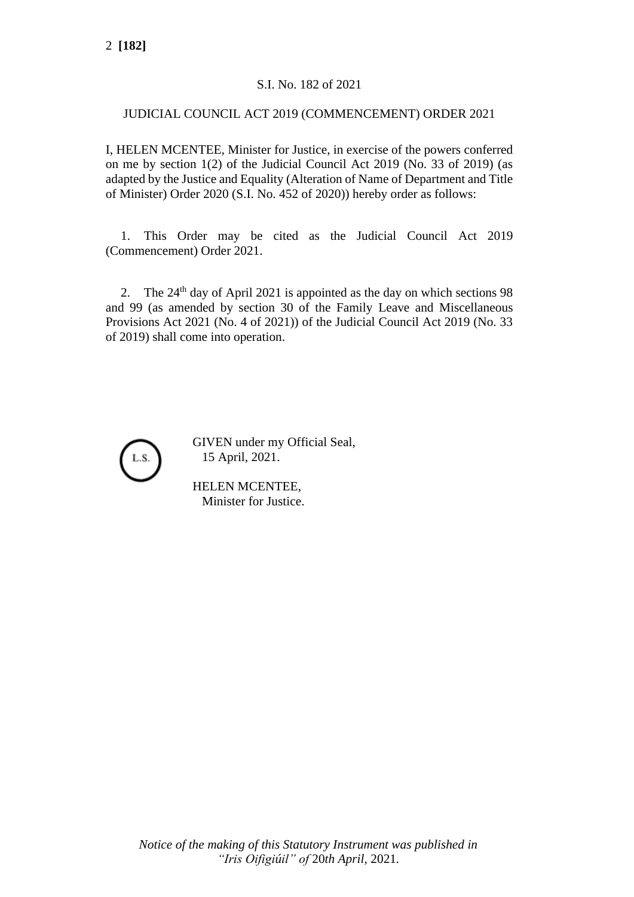S.I. No. 182 of 2021

JUDICIAL COUNCIL ACT 2019 (COMMENCEMENT) ORDER 2021

I, HELEN MCENTEE, Minister for Justice, in exercise of the powers conferred on me by section 1(2) of the Judicial Council Act 2019 (No. 33 of 2019) (as adapted by the Justice and Equality (Alteration of Name of Department and Title of Minister) Order 2020 (S.I. No. 452 of 2020)) hereby order as follows:

1. This Order may be cited as the Judicial Council Act 2019 (Commencement) Order 2021.

2. The 24th day of April 2021 is appointed as the day on which sections 98 and 99 (as amended by section 30 of the Family Leave and Miscellaneous Provisions Act 2021 (No. 4 of 2021)) of the Judicial Council Act 2019 (No. 33 of 2019) shall come into operation.

L.S.

GIVEN under my Official Seal,
15 April, 2021.

HELEN MCENTEE,
Minister for Justice.

*Notice of the making of this Statutory Instrument was published in "Iris Oifigiúil" of* 20*th April*, 2021.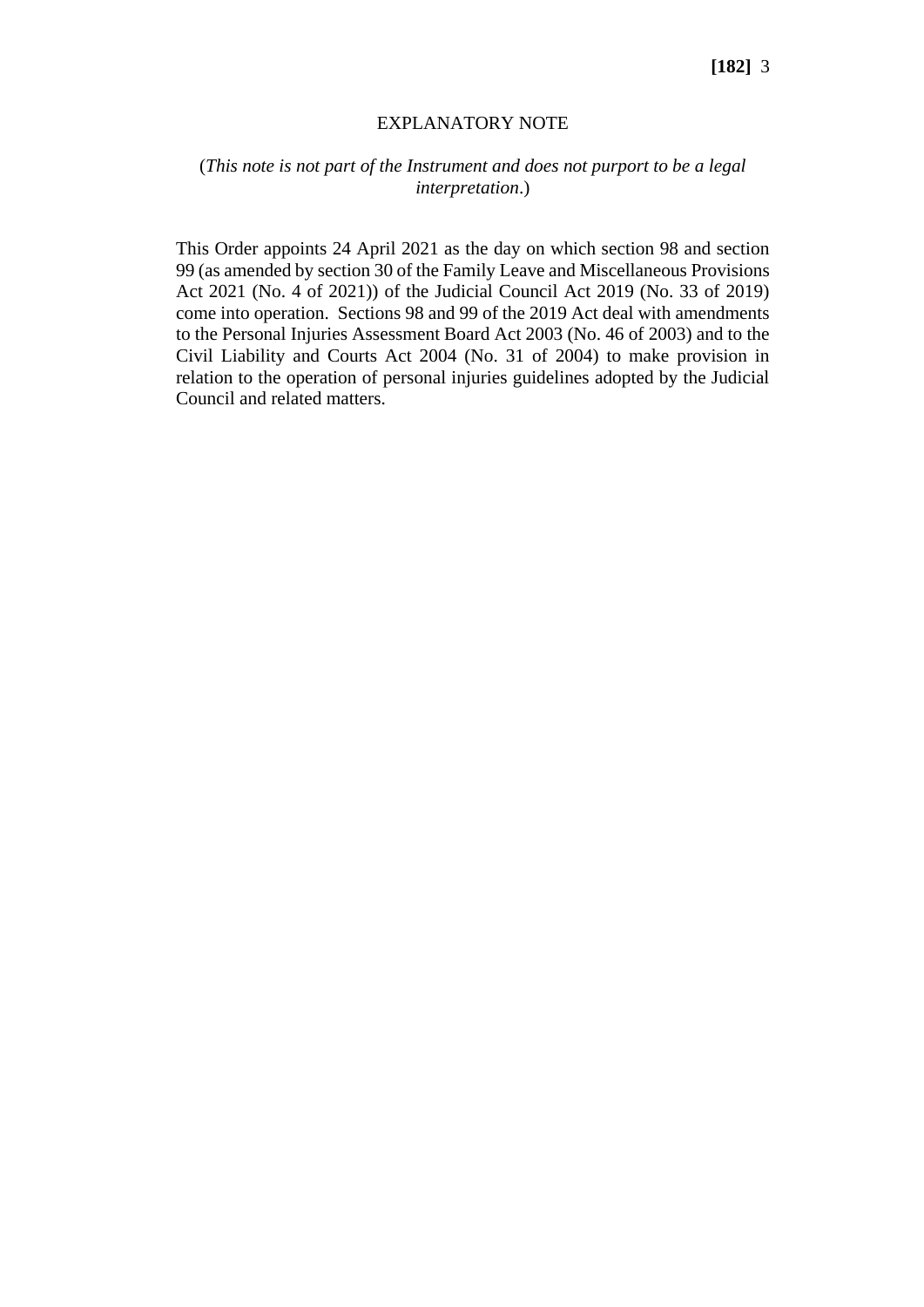EXPLANATORY NOTE

(*This note is not part of the Instrument and does not purport to be a legal interpretation*.)

This Order appoints 24 April 2021 as the day on which section 98 and section 99 (as amended by section 30 of the Family Leave and Miscellaneous Provisions Act 2021 (No. 4 of 2021)) of the Judicial Council Act 2019 (No. 33 of 2019) come into operation. Sections 98 and 99 of the 2019 Act deal with amendments to the Personal Injuries Assessment Board Act 2003 (No. 46 of 2003) and to the Civil Liability and Courts Act 2004 (No. 31 of 2004) to make provision in relation to the operation of personal injuries guidelines adopted by the Judicial Council and related matters.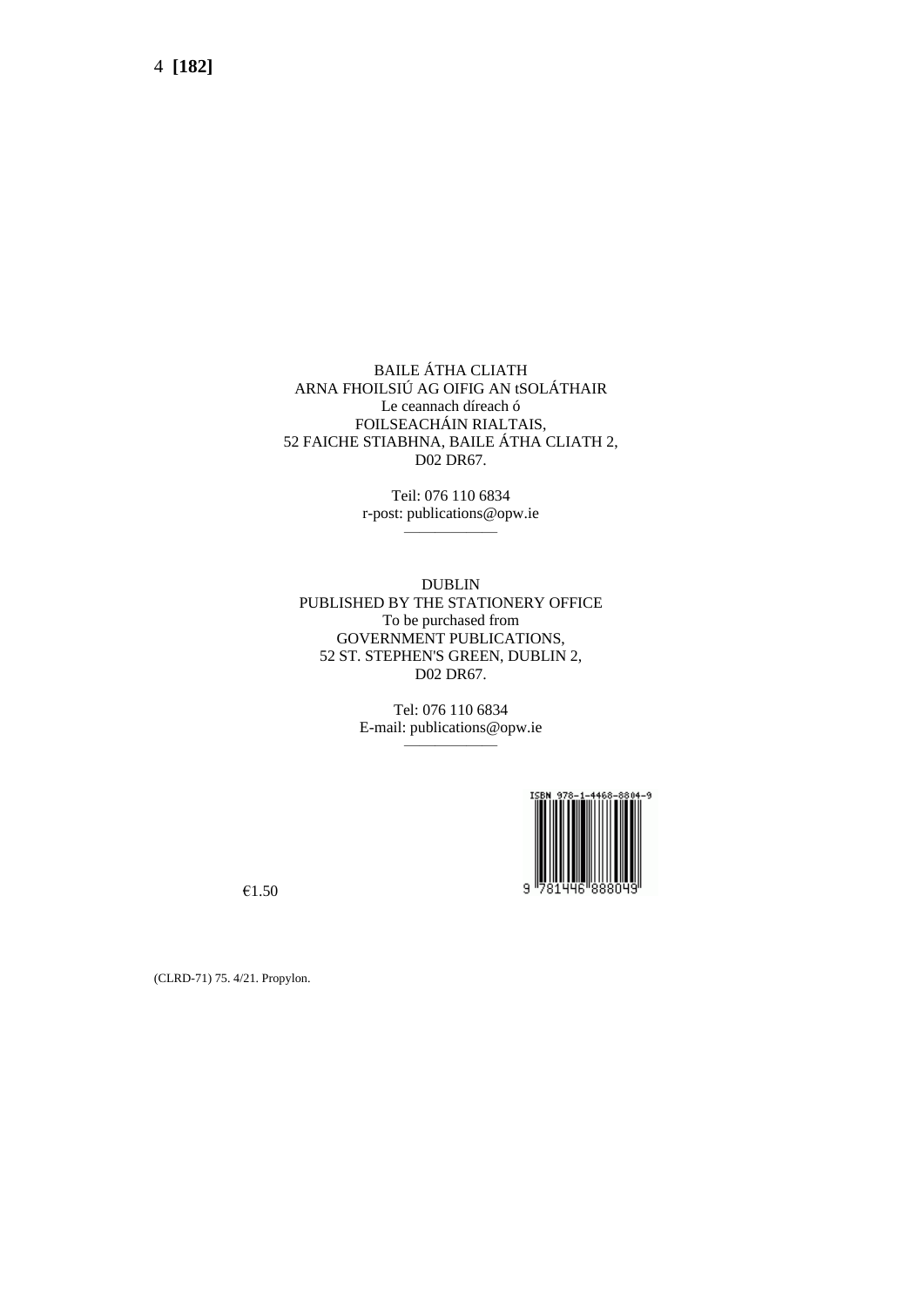BAILE ÁTHA CLIATH
ARNA FHOILSIÚ AG OIFIG AN tSOLÁTHAIR
Le ceannach díreach ó
FOILSEACHÁIN RIALTAIS,
52 FAICHE STIABHNA, BAILE ÁTHA CLIATH 2,
D02 DR67.

Teil: 076 110 6834
r-post: publications@opw.ie

---

DUBLIN
PUBLISHED BY THE STATIONERY OFFICE
To be purchased from
GOVERNMENT PUBLICATIONS,
52 ST. STEPHEN'S GREEN, DUBLIN 2,
D02 DR67.

Tel: 076 110 6834
E-mail: publications@opw.ie

---

ISBN 978-1-4468-8804-9

9 781446 888049

€1.50

(CLRD-71) 75. 4/21. Propylon.